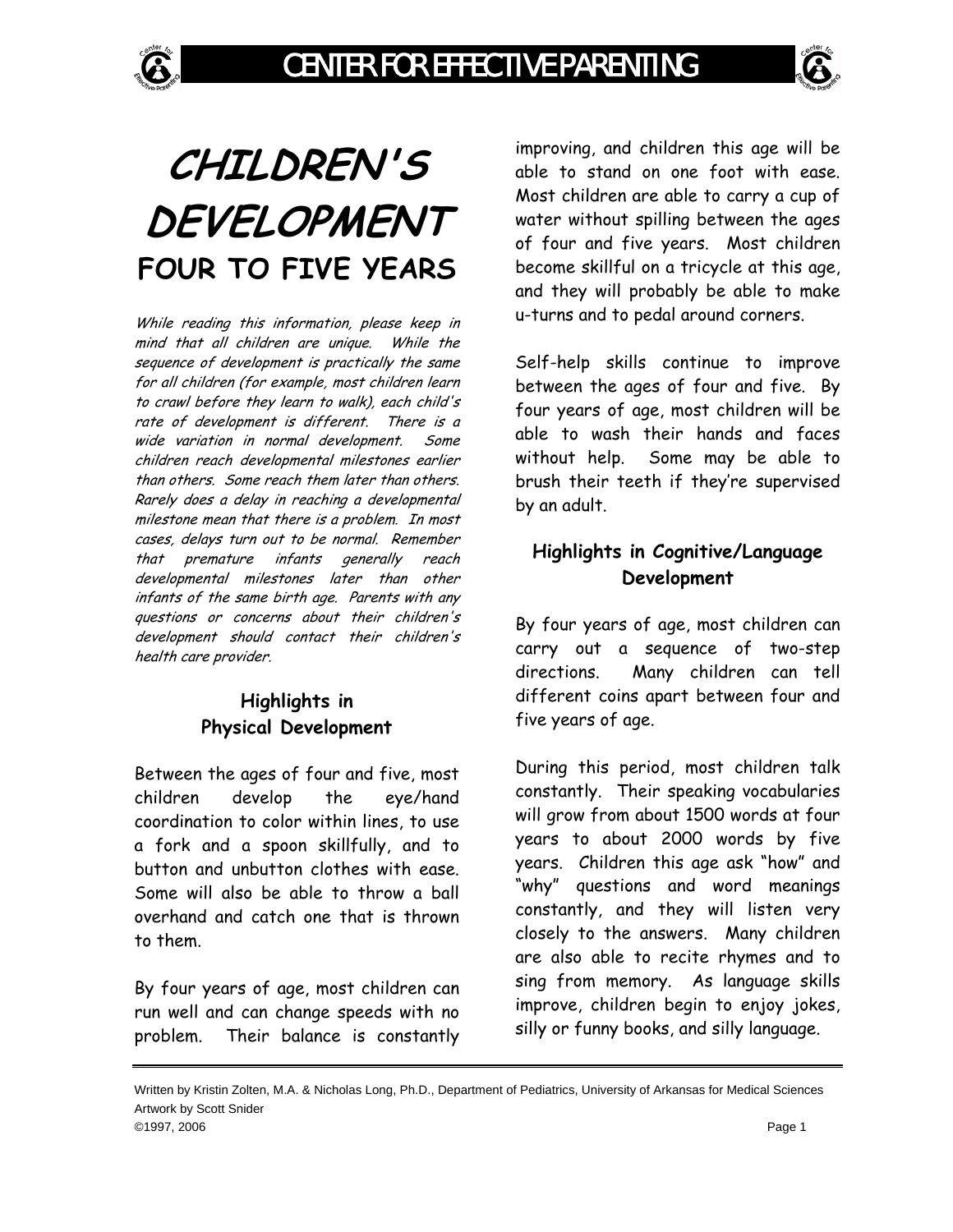# CHILDREN'S DEVELOPMENT

## FOUR TO FIVE YEARS

*While reading this information, please keep in mind that all children are unique. While the sequence of development is practically the same for all children (for example, most children learn to crawl before they learn to walk), each child's rate of development is different. There is a wide variation in normal development. Some children reach developmental milestones earlier than others. Some reach them later than others. Rarely does a delay in reaching a developmental milestone mean that there is a problem. In most cases, delays turn out to be normal. Remember that premature infants generally reach developmental milestones later than other infants of the same birth age. Parents with any questions or concerns about their children's development should contact their children's health care provider.*

### Highlights in Physical Development

Between the ages of four and five, most children develop the eye/hand coordination to color within lines, to use a fork and a spoon skillfully, and to button and unbutton clothes with ease. Some will also be able to throw a ball overhand and catch one that is thrown to them.

By four years of age, most children can run well and can change speeds with no problem. Their balance is constantly improving, and children this age will be able to stand on one foot with ease. Most children are able to carry a cup of water without spilling between the ages of four and five years. Most children become skillful on a tricycle at this age, and they will probably be able to make u-turns and to pedal around corners.

Self-help skills continue to improve between the ages of four and five. By four years of age, most children will be able to wash their hands and faces without help. Some may be able to brush their teeth if they're supervised by an adult.

### Highlights in Cognitive/Language Development

By four years of age, most children can carry out a sequence of two-step directions. Many children can tell different coins apart between four and five years of age.

During this period, most children talk constantly. Their speaking vocabularies will grow from about 1500 words at four years to about 2000 words by five years. Children this age ask "how" and "why" questions and word meanings constantly, and they will listen very closely to the answers. Many children are also able to recite rhymes and to sing from memory. As language skills improve, children begin to enjoy jokes, silly or funny books, and silly language.

Written by Kristin Zolten, M.A. & Nicholas Long, Ph.D., Department of Pediatrics, University of Arkansas for Medical Sciences
Artwork by Scott Snider
©1997, 2006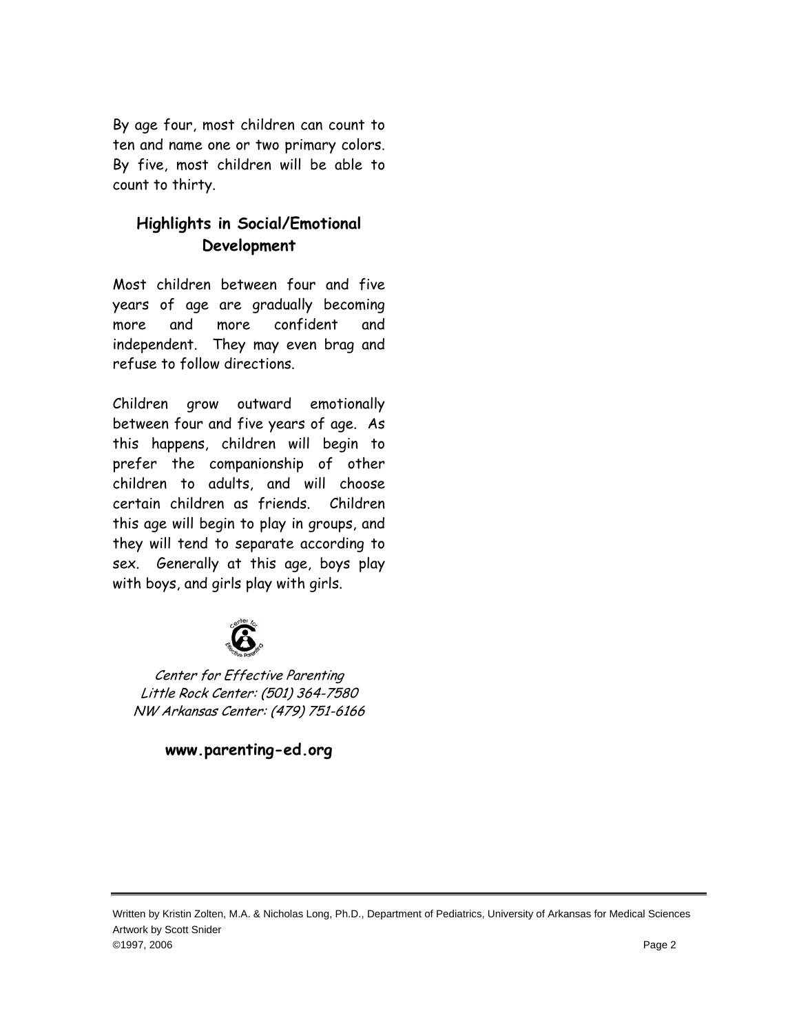By age four, most children can count to ten and name one or two primary colors. By five, most children will be able to count to thirty.

## Highlights in Social/Emotional Development

Most children between four and five years of age are gradually becoming more and more confident and independent. They may even brag and refuse to follow directions.

Children grow outward emotionally between four and five years of age. As this happens, children will begin to prefer the companionship of other children to adults, and will choose certain children as friends. Children this age will begin to play in groups, and they will tend to separate according to sex. Generally at this age, boys play with boys, and girls play with girls.

*Center for Effective Parenting*
*Little Rock Center: (501) 364-7580*
*NW Arkansas Center: (479) 751-6166*

**www.parenting-ed.org**

Written by Kristin Zolten, M.A. & Nicholas Long, Ph.D., Department of Pediatrics, University of Arkansas for Medical Sciences
Artwork by Scott Snider
©1997, 2006